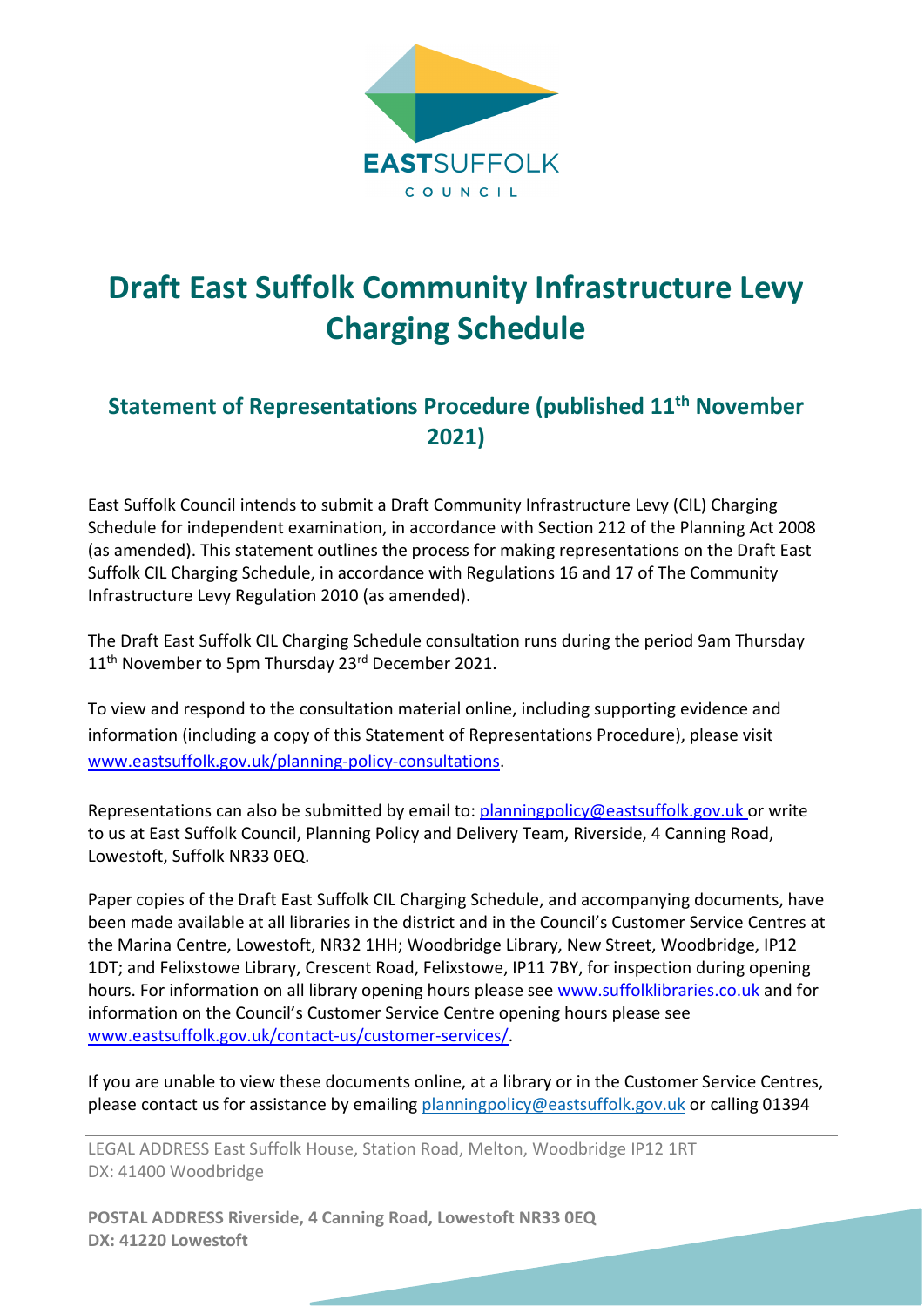EASTSUFFOLK
COUNCIL

# Draft East Suffolk Community Infrastructure Levy Charging Schedule

## Statement of Representations Procedure (published 11th November 2021)

East Suffolk Council intends to submit a Draft Community Infrastructure Levy (CIL) Charging Schedule for independent examination, in accordance with Section 212 of the Planning Act 2008 (as amended). This statement outlines the process for making representations on the Draft East Suffolk CIL Charging Schedule, in accordance with Regulations 16 and 17 of The Community Infrastructure Levy Regulation 2010 (as amended).

The Draft East Suffolk CIL Charging Schedule consultation runs during the period 9am Thursday 11th November to 5pm Thursday 23rd December 2021.

To view and respond to the consultation material online, including supporting evidence and information (including a copy of this Statement of Representations Procedure), please visit www.eastsuffolk.gov.uk/planning-policy-consultations.

Representations can also be submitted by email to: planningpolicy@eastsuffolk.gov.uk or write to us at East Suffolk Council, Planning Policy and Delivery Team, Riverside, 4 Canning Road, Lowestoft, Suffolk NR33 0EQ.

Paper copies of the Draft East Suffolk CIL Charging Schedule, and accompanying documents, have been made available at all libraries in the district and in the Council's Customer Service Centres at the Marina Centre, Lowestoft, NR32 1HH; Woodbridge Library, New Street, Woodbridge, IP12 1DT; and Felixstowe Library, Crescent Road, Felixstowe, IP11 7BY, for inspection during opening hours. For information on all library opening hours please see www.suffolklibraries.co.uk and for information on the Council's Customer Service Centre opening hours please see www.eastsuffolk.gov.uk/contact-us/customer-services/.

If you are unable to view these documents online, at a library or in the Customer Service Centres, please contact us for assistance by emailing planningpolicy@eastsuffolk.gov.uk or calling 01394

LEGAL ADDRESS East Suffolk House, Station Road, Melton, Woodbridge IP12 1RT
DX: 41400 Woodbridge

**POSTAL ADDRESS Riverside, 4 Canning Road, Lowestoft NR33 0EQ**
**DX: 41220 Lowestoft**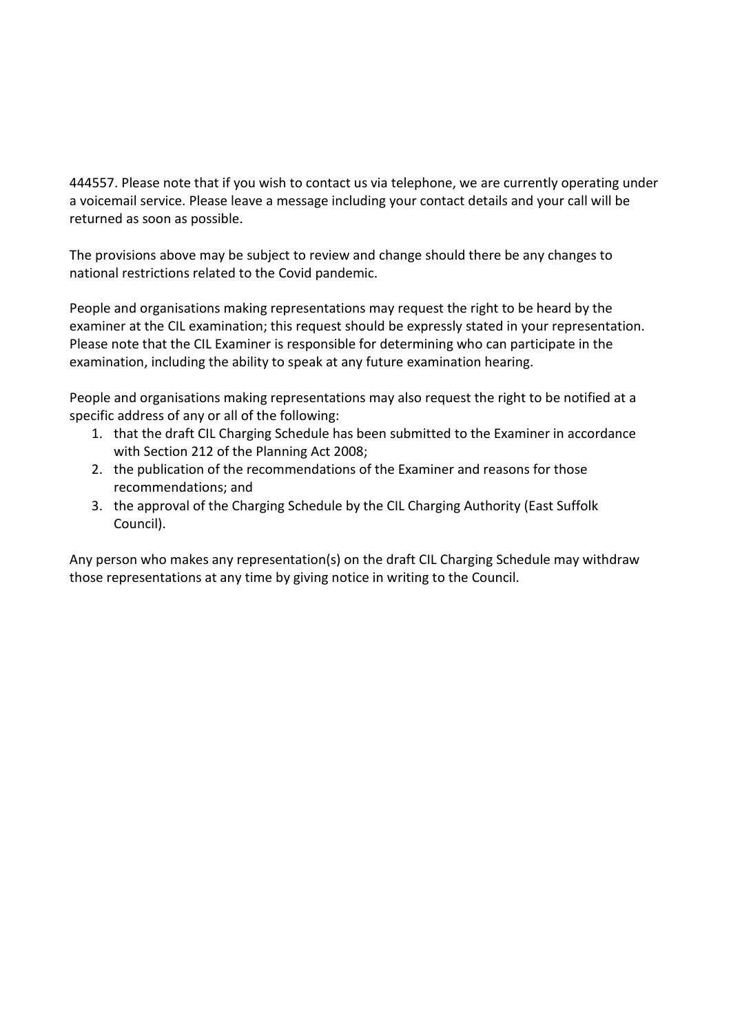444557. Please note that if you wish to contact us via telephone, we are currently operating under a voicemail service. Please leave a message including your contact details and your call will be returned as soon as possible.

The provisions above may be subject to review and change should there be any changes to national restrictions related to the Covid pandemic.

People and organisations making representations may request the right to be heard by the examiner at the CIL examination; this request should be expressly stated in your representation. Please note that the CIL Examiner is responsible for determining who can participate in the examination, including the ability to speak at any future examination hearing.

People and organisations making representations may also request the right to be notified at a specific address of any or all of the following:

1. that the draft CIL Charging Schedule has been submitted to the Examiner in accordance with Section 212 of the Planning Act 2008;
2. the publication of the recommendations of the Examiner and reasons for those recommendations; and
3. the approval of the Charging Schedule by the CIL Charging Authority (East Suffolk Council).

Any person who makes any representation(s) on the draft CIL Charging Schedule may withdraw those representations at any time by giving notice in writing to the Council.